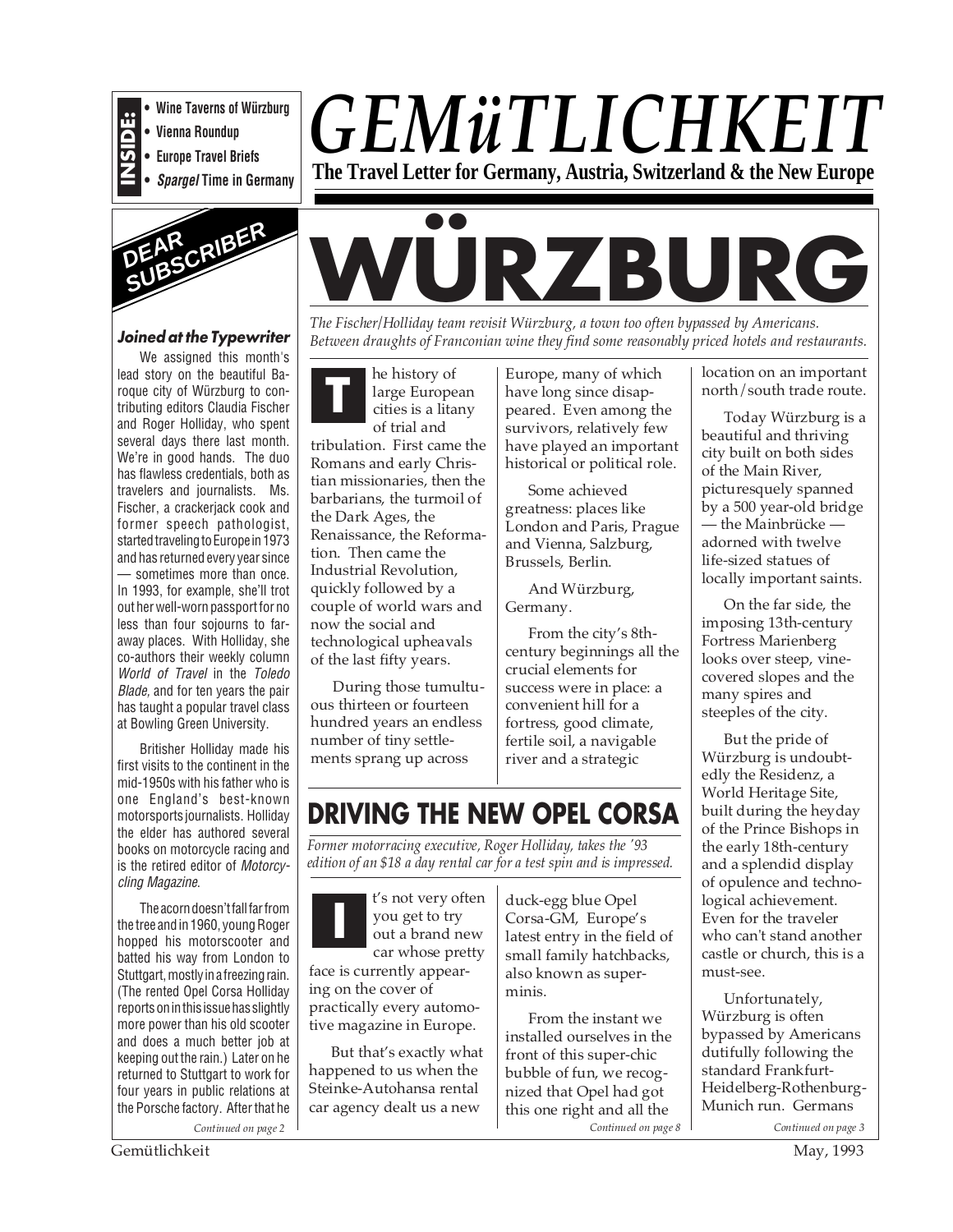**INSIDE:**

- Wine Taverns of Würzburg
- Vienna Roundup
- Europe Travel Briefs
- *Spargel* Time in Germany

# *GEMüTLICHKEIT*

**The Travel Letter for Germany, Austria, Switzerland & the New Europe**

## DEAR SUBSCRIBER

### *Joined at the Typewriter*

We assigned this month's lead story on the beautiful Baroque city of Würzburg to contributing editors Claudia Fischer and Roger Holliday, who spent several days there last month. We're in good hands. The duo has flawless credentials, both as travelers and journalists. Ms. Fischer, a crackerjack cook and former speech pathologist, started traveling to Europe in 1973 and has returned every year since — sometimes more than once. In 1993, for example, she'll trot out her well-worn passport for no less than four sojourns to faraway places. With Holliday, she co-authors their weekly column *World of Travel* in the *Toledo Blade*, and for ten years the pair has taught a popular travel class at Bowling Green University.

Britisher Holliday made his first visits to the continent in the mid-1950s with his father who is one England's best-known motorsports journalists. Holliday the elder has authored several books on motorcycle racing and is the retired editor of *Motorcycling Magazine*.

The acorn doesn't fall far from the tree and in 1960, young Roger hopped his motorscooter and batted his way from London to Stuttgart, mostly in a freezing rain. (The rented Opel Corsa Holliday reports on in this issue has slightly more power than his old scooter and does a much better job at keeping out the rain.) Later on he returned to Stuttgart to work for four years in public relations at the Porsche factory. After that he

*Continued on page 2*

# WÜRZBURG

*The Fischer/Holliday team revisit Würzburg, a town too often bypassed by Americans. Between draughts of Franconian wine they find some reasonably priced hotels and restaurants.*

The history of large European cities is a litany of trial and tribulation. First came the Romans and early Christian missionaries, then the barbarians, the turmoil of the Dark Ages, the Renaissance, the Reformation. Then came the Industrial Revolution, quickly followed by a couple of world wars and now the social and technological upheavals of the last fifty years.

During those tumultuous thirteen or fourteen hundred years an endless number of tiny settlements sprang up across Europe, many of which have long since disappeared. Even among the survivors, relatively few have played an important historical or political role.

Some achieved greatness: places like London and Paris, Prague and Vienna, Salzburg, Brussels, Berlin.

And Würzburg, Germany.

From the city's 8th-century beginnings all the crucial elements for success were in place: a convenient hill for a fortress, good climate, fertile soil, a navigable river and a strategic location on an important north/south trade route.

Today Würzburg is a beautiful and thriving city built on both sides of the Main River, picturesquely spanned by a 500 year-old bridge — the Mainbrücke — adorned with twelve life-sized statues of locally important saints.

On the far side, the imposing 13th-century Fortress Marienberg looks over steep, vine-covered slopes and the many spires and steeples of the city.

But the pride of Würzburg is undoubtedly the Residenz, a World Heritage Site, built during the heyday of the Prince Bishops in the early 18th-century and a splendid display of opulence and technological achievement. Even for the traveler who can't stand another castle or church, this is a must-see.

Unfortunately, Würzburg is often bypassed by Americans dutifully following the standard Frankfurt-Heidelberg-Rothenburg-Munich run. Germans

*Continued on page 3*

## DRIVING THE NEW OPEL CORSA

*Former motorracing executive, Roger Holliday, takes the '93 edition of an $18 a day rental car for a test spin and is impressed.*

It's not very often you get to try out a brand new car whose pretty face is currently appearing on the cover of practically every automotive magazine in Europe.

But that's exactly what happened to us when the Steinke-Autohansa rental car agency dealt us a new duck-egg blue Opel Corsa-GM, Europe's latest entry in the field of small family hatchbacks, also known as superminis.

From the instant we installed ourselves in the front of this super-chic bubble of fun, we recognized that Opel had got this one right and all the

*Continued on page 8*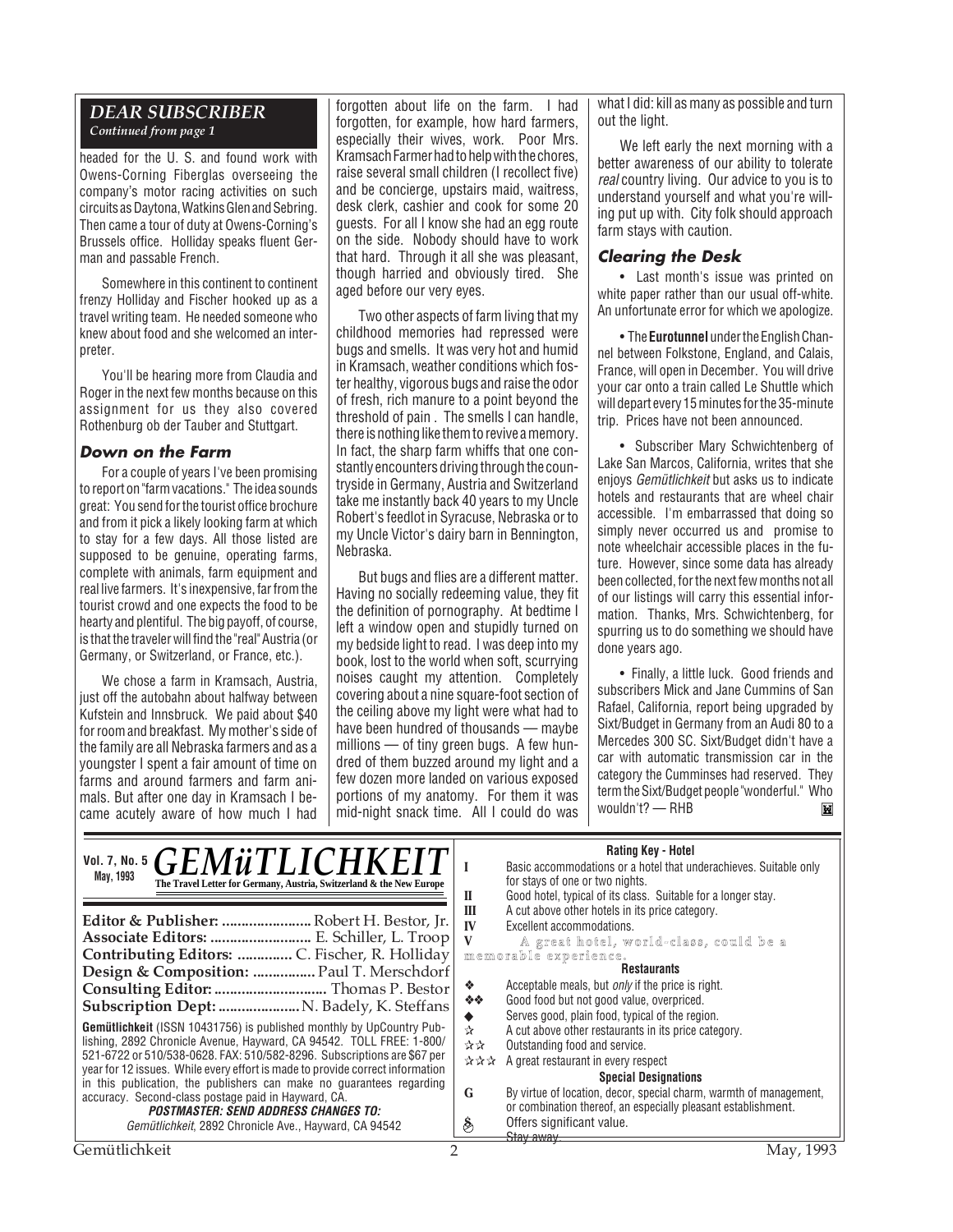## DEAR SUBSCRIBER

*Continued from page 1*

headed for the U. S. and found work with Owens-Corning Fiberglas overseeing the company's motor racing activities on such circuits as Daytona, Watkins Glen and Sebring. Then came a tour of duty at Owens-Corning's Brussels office. Holliday speaks fluent German and passable French.

Somewhere in this continent to continent frenzy Holliday and Fischer hooked up as a travel writing team. He needed someone who knew about food and she welcomed an interpreter.

You'll be hearing more from Claudia and Roger in the next few months because on this assignment for us they also covered Rothenburg ob der Tauber and Stuttgart.

### Down on the Farm

For a couple of years I've been promising to report on "farm vacations." The idea sounds great: You send for the tourist office brochure and from it pick a likely looking farm at which to stay for a few days. All those listed are supposed to be genuine, operating farms, complete with animals, farm equipment and real live farmers. It's inexpensive, far from the tourist crowd and one expects the food to be hearty and plentiful. The big payoff, of course, is that the traveler will find the "real" Austria (or Germany, or Switzerland, or France, etc.).

We chose a farm in Kramsach, Austria, just off the autobahn about halfway between Kufstein and Innsbruck. We paid about $40 for room and breakfast. My mother's side of the family are all Nebraska farmers and as a youngster I spent a fair amount of time on farms and around farmers and farm animals. But after one day in Kramsach I became acutely aware of how much I had forgotten about life on the farm. I had forgotten, for example, how hard farmers, especially their wives, work. Poor Mrs. Kramsach Farmer had to help with the chores, raise several small children (I recollect five) and be concierge, upstairs maid, waitress, desk clerk, cashier and cook for some 20 guests. For all I know she had an egg route on the side. Nobody should have to work that hard. Through it all she was pleasant, though harried and obviously tired. She aged before our very eyes.

Two other aspects of farm living that my childhood memories had repressed were bugs and smells. It was very hot and humid in Kramsach, weather conditions which foster healthy, vigorous bugs and raise the odor of fresh, rich manure to a point beyond the threshold of pain . The smells I can handle, there is nothing like them to revive a memory. In fact, the sharp farm whiffs that one constantly encounters driving through the countryside in Germany, Austria and Switzerland take me instantly back 40 years to my Uncle Robert's feedlot in Syracuse, Nebraska or to my Uncle Victor's dairy barn in Bennington, Nebraska.

But bugs and flies are a different matter. Having no socially redeeming value, they fit the definition of pornography. At bedtime I left a window open and stupidly turned on my bedside light to read. I was deep into my book, lost to the world when soft, scurrying noises caught my attention. Completely covering about a nine square-foot section of the ceiling above my light were what had to have been hundred of thousands — maybe millions — of tiny green bugs. A few hundred of them buzzed around my light and a few dozen more landed on various exposed portions of my anatomy. For them it was mid-night snack time. All I could do was what I did: kill as many as possible and turn out the light.

We left early the next morning with a better awareness of our ability to tolerate *real* country living. Our advice to you is to understand yourself and what you're willing put up with. City folk should approach farm stays with caution.

### Clearing the Desk

• Last month's issue was printed on white paper rather than our usual off-white. An unfortunate error for which we apologize.

• The **Eurotunnel** under the English Channel between Folkstone, England, and Calais, France, will open in December. You will drive your car onto a train called Le Shuttle which will depart every 15 minutes for the 35-minute trip. Prices have not been announced.

• Subscriber Mary Schwichtenberg of Lake San Marcos, California, writes that she enjoys *Gemütlichkeit* but asks us to indicate hotels and restaurants that are wheel chair accessible. I'm embarrassed that doing so simply never occurred us and promise to note wheelchair accessible places in the future. However, since some data has already been collected, for the next few months not all of our listings will carry this essential information. Thanks, Mrs. Schwichtenberg, for spurring us to do something we should have done years ago.

• Finally, a little luck. Good friends and subscribers Mick and Jane Cummins of San Rafael, California, report being upgraded by Sixt/Budget in Germany from an Audi 80 to a Mercedes 300 SC. Sixt/Budget didn't have a car with automatic transmission car in the category the Cumminses had reserved. They term the Sixt/Budget people "wonderful." Who wouldn't? — RHB

---

Vol. 7, No. 5
May, 1993

# GEMüTLICHKEIT

**The Travel Letter for Germany, Austria, Switzerland & the New Europe**

**Editor & Publisher:** Robert H. Bestor, Jr.
**Associate Editors:** E. Schiller, L. Troop
**Contributing Editors:** C. Fischer, R. Holliday
**Design & Composition:** Paul T. Merschdorf
**Consulting Editor:** Thomas P. Bestor
**Subscription Dept:** N. Badely, K. Steffans

**Gemütlichkeit** (ISSN 10431756) is published monthly by UpCountry Publishing, 2892 Chronicle Avenue, Hayward, CA 94542. TOLL FREE: 1-800/521-6722 or 510/538-0628. FAX: 510/582-8296. Subscriptions are $67 per year for 12 issues. While every effort is made to provide correct information in this publication, the publishers can make no guarantees regarding accuracy. Second-class postage paid in Hayward, CA.

***POSTMASTER: SEND ADDRESS CHANGES TO:***
*Gemütlichkeit*, 2892 Chronicle Ave., Hayward, CA 94542

**Rating Key - Hotel**

| | |
|---|---|
| I | Basic accommodations or a hotel that underachieves. Suitable only for stays of one or two nights. |
| II | Good hotel, typical of its class. Suitable for a longer stay. |
| III | A cut above other hotels in its price category. |
| IV | Excellent accommodations. |
| V | A great hotel, world-class, could be a memorable experience. |

**Restaurants**

| | |
|---|---|
| ❖ | Acceptable meals, but *only* if the price is right. |
| ❖❖ | Good food but not good value, overpriced. |
| ◆ | Serves good, plain food, typical of the region. |
| ☆ | A cut above other restaurants in its price category. |
| ☆☆ | Outstanding food and service. |
| ☆☆☆ | A great restaurant in every respect |

**Special Designations**

| | |
|---|---|
| G | By virtue of location, decor, special charm, warmth of management, or combination thereof, an especially pleasant establishment. |
| $ | Offers significant value. |
| | ~~Stay away.~~ |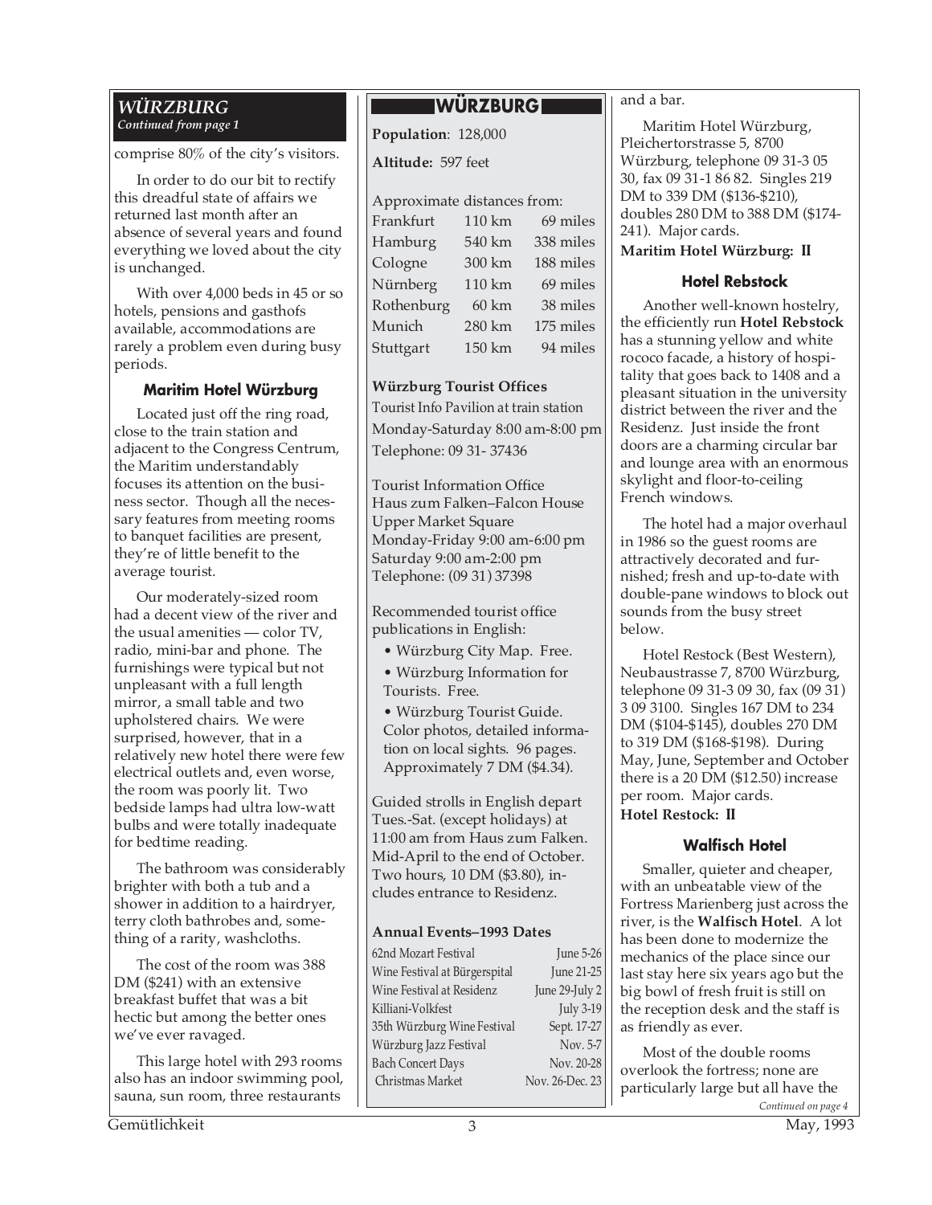## *WÜRZBURG*

*Continued from page 1*

comprise 80% of the city's visitors.

In order to do our bit to rectify this dreadful state of affairs we returned last month after an absence of several years and found everything we loved about the city is unchanged.

With over 4,000 beds in 45 or so hotels, pensions and gasthofs available, accommodations are rarely a problem even during busy periods.

### Maritim Hotel Würzburg

Located just off the ring road, close to the train station and adjacent to the Congress Centrum, the Maritim understandably focuses its attention on the business sector. Though all the necessary features from meeting rooms to banquet facilities are present, they're of little benefit to the average tourist.

Our moderately-sized room had a decent view of the river and the usual amenities — color TV, radio, mini-bar and phone. The furnishings were typical but not unpleasant with a full length mirror, a small table and two upholstered chairs. We were surprised, however, that in a relatively new hotel there were few electrical outlets and, even worse, the room was poorly lit. Two bedside lamps had ultra low-watt bulbs and were totally inadequate for bedtime reading.

The bathroom was considerably brighter with both a tub and a shower in addition to a hairdryer, terry cloth bathrobes and, something of a rarity, washcloths.

The cost of the room was 388 DM ($241) with an extensive breakfast buffet that was a bit hectic but among the better ones we've ever ravaged.

This large hotel with 293 rooms also has an indoor swimming pool, sauna, sun room, three restaurants and a bar.

Maritim Hotel Würzburg, Pleichertorstrasse 5, 8700 Würzburg, telephone 09 31-3 05 30, fax 09 31-1 86 82. Singles 219 DM to 339 DM ($136-$210), doubles 280 DM to 388 DM ($174-241). Major cards.

**Maritim Hotel Würzburg: II**

### Hotel Rebstock

Another well-known hostelry, the efficiently run **Hotel Rebstock** has a stunning yellow and white rococo facade, a history of hospitality that goes back to 1408 and a pleasant situation in the university district between the river and the Residenz. Just inside the front doors are a charming circular bar and lounge area with an enormous skylight and floor-to-ceiling French windows.

The hotel had a major overhaul in 1986 so the guest rooms are attractively decorated and furnished; fresh and up-to-date with double-pane windows to block out sounds from the busy street below.

Hotel Restock (Best Western), Neubaustrasse 7, 8700 Würzburg, telephone 09 31-3 09 30, fax (09 31) 3 09 3100. Singles 167 DM to 234 DM ($104-$145), doubles 270 DM to 319 DM ($168-$198). During May, June, September and October there is a 20 DM ($12.50) increase per room. Major cards.

**Hotel Restock: II**

### Walfisch Hotel

Smaller, quieter and cheaper, with an unbeatable view of the Fortress Marienberg just across the river, is the **Walfisch Hotel**. A lot has been done to modernize the mechanics of the place since our last stay here six years ago but the big bowl of fresh fruit is still on the reception desk and the staff is as friendly as ever.

Most of the double rooms overlook the fortress; none are particularly large but all have the

*Continued on page 4*

---

## WÜRZBURG

**Population**: 128,000

**Altitude:** 597 feet

Approximate distances from:

| | | |
|---|---|---|
| Frankfurt | 110 km | 69 miles |
| Hamburg | 540 km | 338 miles |
| Cologne | 300 km | 188 miles |
| Nürnberg | 110 km | 69 miles |
| Rothenburg | 60 km | 38 miles |
| Munich | 280 km | 175 miles |
| Stuttgart | 150 km | 94 miles |

**Würzburg Tourist Offices**

Tourist Info Pavilion at train station
Monday-Saturday 8:00 am-8:00 pm
Telephone: 09 31- 37436

Tourist Information Office
Haus zum Falken–Falcon House
Upper Market Square
Monday-Friday 9:00 am-6:00 pm
Saturday 9:00 am-2:00 pm
Telephone: (09 31) 37398

Recommended tourist office publications in English:

- Würzburg City Map. Free.
- Würzburg Information for Tourists. Free.
- Würzburg Tourist Guide. Color photos, detailed information on local sights. 96 pages. Approximately 7 DM ($4.34).

Guided strolls in English depart Tues.-Sat. (except holidays) at 11:00 am from Haus zum Falken. Mid-April to the end of October. Two hours, 10 DM ($3.80), includes entrance to Residenz.

**Annual Events–1993 Dates**

| | |
|---|---|
| 62nd Mozart Festival | June 5-26 |
| Wine Festival at Bürgerspital | June 21-25 |
| Wine Festival at Residenz | June 29-July 2 |
| Killiani-Volkfest | July 3-19 |
| 35th Würzburg Wine Festival | Sept. 17-27 |
| Würzburg Jazz Festival | Nov. 5-7 |
| Bach Concert Days | Nov. 20-28 |
| Christmas Market | Nov. 26-Dec. 23 |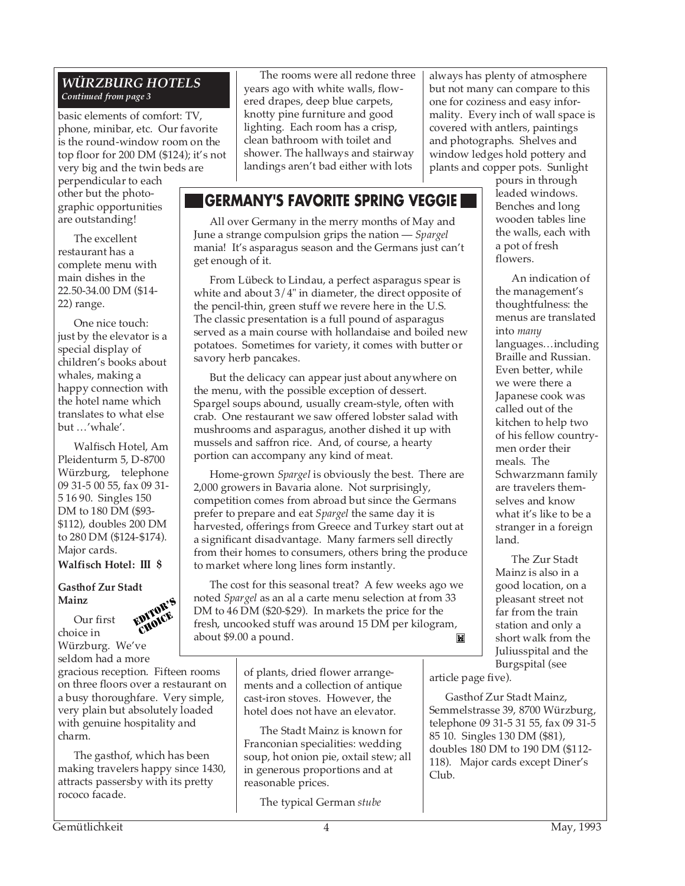## WÜRZBURG HOTELS

*Continued from page 3*

basic elements of comfort: TV, phone, minibar, etc. Our favorite is the round-window room on the top floor for 200 DM ($124); it's not very big and the twin beds are perpendicular to each other but the photographic opportunities are outstanding!

The excellent restaurant has a complete menu with main dishes in the 22.50-34.00 DM ($14-22) range.

One nice touch: just by the elevator is a special display of children's books about whales, making a happy connection with the hotel name which translates to what else but …'whale'.

Walfisch Hotel, Am Pleidenturm 5, D-8700 Würzburg, telephone 09 31-5 00 55, fax 09 31-5 16 90. Singles 150 DM to 180 DM ($93-$112), doubles 200 DM to 280 DM ($124-$174). Major cards.

**Walfisch Hotel: III $**

**Gasthof Zur Stadt Mainz**

EDITOR'S CHOICE

Our first choice in Würzburg. We've seldom had a more gracious reception. Fifteen rooms on three floors over a restaurant on a busy thoroughfare. Very simple, very plain but absolutely loaded with genuine hospitality and charm.

The gasthof, which has been making travelers happy since 1430, attracts passersby with its pretty rococo facade.

The rooms were all redone three years ago with white walls, flowered drapes, deep blue carpets, knotty pine furniture and good lighting. Each room has a crisp, clean bathroom with toilet and shower. The hallways and stairway landings aren't bad either with lots of plants, dried flower arrangements and a collection of antique cast-iron stoves. However, the hotel does not have an elevator.

The Stadt Mainz is known for Franconian specialities: wedding soup, hot onion pie, oxtail stew; all in generous proportions and at reasonable prices.

The typical German *stube* always has plenty of atmosphere but not many can compare to this one for coziness and easy informality. Every inch of wall space is covered with antlers, paintings and photographs. Shelves and window ledges hold pottery and plants and copper pots. Sunlight pours in through leaded windows. Benches and long wooden tables line the walls, each with a pot of fresh flowers.

An indication of the management's thoughtfulness: the menus are translated into *many* languages…including Braille and Russian. Even better, while we were there a Japanese cook was called out of the kitchen to help two of his fellow countrymen order their meals. The Schwarzmann family are travelers themselves and know what it's like to be a stranger in a foreign land.

The Zur Stadt Mainz is also in a good location, on a pleasant street not far from the train station and only a short walk from the Juliusspital and the Burgspital (see article page five).

Gasthof Zur Stadt Mainz, Semmelstrasse 39, 8700 Würzburg, telephone 09 31-5 31 55, fax 09 31-5 85 10. Singles 130 DM ($81), doubles 180 DM to 190 DM ($112-118). Major cards except Diner's Club.

## GERMANY'S FAVORITE SPRING VEGGIE

All over Germany in the merry months of May and June a strange compulsion grips the nation — *Spargel* mania! It's asparagus season and the Germans just can't get enough of it.

From Lübeck to Lindau, a perfect asparagus spear is white and about 3/4" in diameter, the direct opposite of the pencil-thin, green stuff we revere here in the U.S. The classic presentation is a full pound of asparagus served as a main course with hollandaise and boiled new potatoes. Sometimes for variety, it comes with butter or savory herb pancakes.

But the delicacy can appear just about anywhere on the menu, with the possible exception of dessert. Spargel soups abound, usually cream-style, often with crab. One restaurant we saw offered lobster salad with mushrooms and asparagus, another dished it up with mussels and saffron rice. And, of course, a hearty portion can accompany any kind of meat.

Home-grown *Spargel* is obviously the best. There are 2,000 growers in Bavaria alone. Not surprisingly, competition comes from abroad but since the Germans prefer to prepare and eat *Spargel* the same day it is harvested, offerings from Greece and Turkey start out at a significant disadvantage. Many farmers sell directly from their homes to consumers, others bring the produce to market where long lines form instantly.

The cost for this seasonal treat? A few weeks ago we noted *Spargel* as an al a carte menu selection at from 33 DM to 46 DM ($20-$29). In markets the price for the fresh, uncooked stuff was around 15 DM per kilogram, about $9.00 a pound.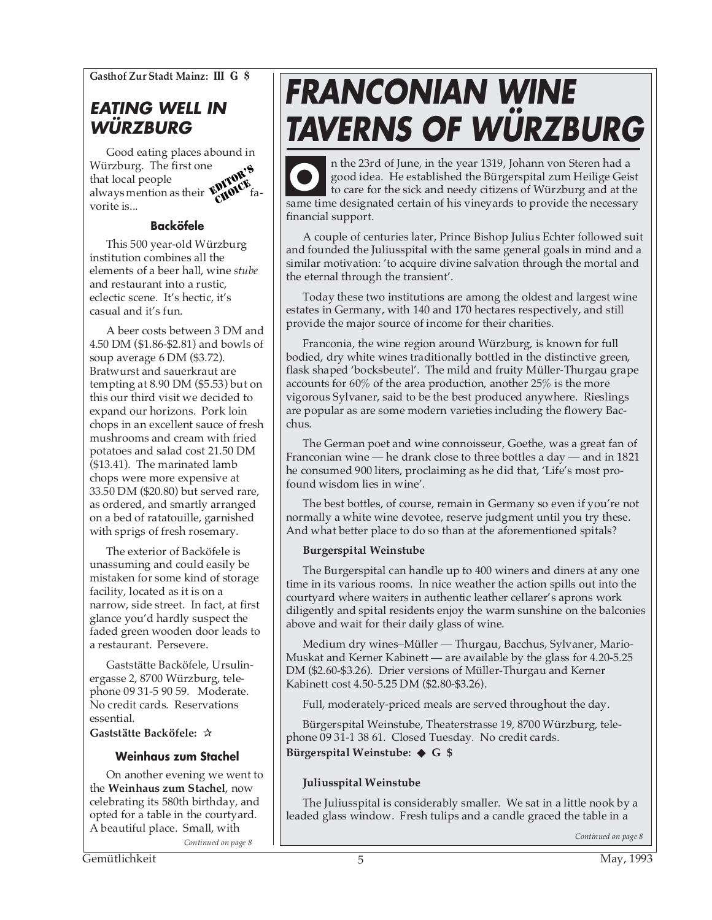**Gasthof Zur Stadt Mainz: III G $**

## EATING WELL IN WÜRZBURG

Good eating places abound in Würzburg. The first one that local people always mention as their favorite is...

EDITOR'S CHOICE

### Backöfele

This 500 year-old Würzburg institution combines all the elements of a beer hall, wine *stube* and restaurant into a rustic, eclectic scene. It's hectic, it's casual and it's fun.

A beer costs between 3 DM and 4.50 DM ($1.86-$2.81) and bowls of soup average 6 DM ($3.72). Bratwurst and sauerkraut are tempting at 8.90 DM ($5.53) but on this our third visit we decided to expand our horizons. Pork loin chops in an excellent sauce of fresh mushrooms and cream with fried potatoes and salad cost 21.50 DM ($13.41). The marinated lamb chops were more expensive at 33.50 DM ($20.80) but served rare, as ordered, and smartly arranged on a bed of ratatouille, garnished with sprigs of fresh rosemary.

The exterior of Backöfele is unassuming and could easily be mistaken for some kind of storage facility, located as it is on a narrow, side street. In fact, at first glance you'd hardly suspect the faded green wooden door leads to a restaurant. Persevere.

Gaststätte Backöfele, Ursulinergasse 2, 8700 Würzburg, telephone 09 31-5 90 59. Moderate. No credit cards. Reservations essential.

**Gaststätte Backöfele:** ☆

### Weinhaus zum Stachel

On another evening we went to the **Weinhaus zum Stachel**, now celebrating its 580th birthday, and opted for a table in the courtyard. A beautiful place. Small, with

*Continued on page 8*

# FRANCONIAN WINE TAVERNS OF WÜRZBURG

On the 23rd of June, in the year 1319, Johann von Steren had a good idea. He established the Bürgerspital zum Heilige Geist to care for the sick and needy citizens of Würzburg and at the same time designated certain of his vineyards to provide the necessary financial support.

A couple of centuries later, Prince Bishop Julius Echter followed suit and founded the Juliusspital with the same general goals in mind and a similar motivation: 'to acquire divine salvation through the mortal and the eternal through the transient'.

Today these two institutions are among the oldest and largest wine estates in Germany, with 140 and 170 hectares respectively, and still provide the major source of income for their charities.

Franconia, the wine region around Würzburg, is known for full bodied, dry white wines traditionally bottled in the distinctive green, flask shaped 'bocksbeutel'. The mild and fruity Müller-Thurgau grape accounts for 60% of the area production, another 25% is the more vigorous Sylvaner, said to be the best produced anywhere. Rieslings are popular as are some modern varieties including the flowery Bacchus.

The German poet and wine connoisseur, Goethe, was a great fan of Franconian wine — he drank close to three bottles a day — and in 1821 he consumed 900 liters, proclaiming as he did that, 'Life's most profound wisdom lies in wine'.

The best bottles, of course, remain in Germany so even if you're not normally a white wine devotee, reserve judgment until you try these. And what better place to do so than at the aforementioned spitals?

**Burgerspital Weinstube**

The Burgerspital can handle up to 400 winers and diners at any one time in its various rooms. In nice weather the action spills out into the courtyard where waiters in authentic leather cellarer's aprons work diligently and spital residents enjoy the warm sunshine on the balconies above and wait for their daily glass of wine.

Medium dry wines–Müller — Thurgau, Bacchus, Sylvaner, Mario-Muskat and Kerner Kabinett — are available by the glass for 4.20-5.25 DM ($2.60-$3.26). Drier versions of Müller-Thurgau and Kerner Kabinett cost 4.50-5.25 DM ($2.80-$3.26).

Full, moderately-priced meals are served throughout the day.

Bürgerspital Weinstube, Theaterstrasse 19, 8700 Würzburg, telephone 09 31-1 38 61. Closed Tuesday. No credit cards.

**Bürgerspital Weinstube: ◆ G $**

**Juliusspital Weinstube**

The Juliusspital is considerably smaller. We sat in a little nook by a leaded glass window. Fresh tulips and a candle graced the table in a

*Continued on page 8*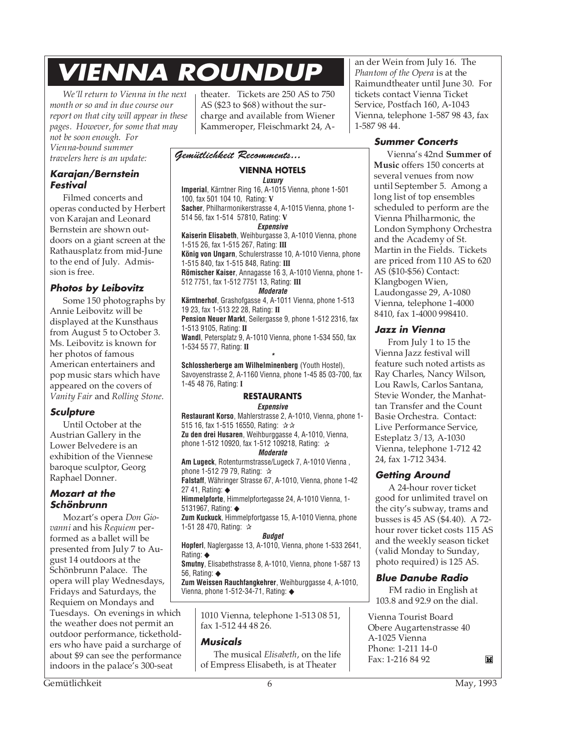# VIENNA ROUNDUP

*We'll return to Vienna in the next month or so and in due course our report on that city will appear in these pages. However, for some that may not be soon enough. For Vienna-bound summer travelers here is an update:*

### Karajan/Bernstein Festival

Filmed concerts and operas conducted by Herbert von Karajan and Leonard Bernstein are shown outdoors on a giant screen at the Rathausplatz from mid-June to the end of July. Admission is free.

### Photos by Leibovitz

Some 150 photographs by Annie Leibovitz will be displayed at the Kunsthaus from August 5 to October 3. Ms. Leibovitz is known for her photos of famous American entertainers and pop music stars which have appeared on the covers of *Vanity Fair* and *Rolling Stone*.

### Sculpture

Until October at the Austrian Gallery in the Lower Belvedere is an exhibition of the Viennese baroque sculptor, Georg Raphael Donner.

### Mozart at the Schönbrunn

Mozart's opera *Don Giovanni* and his *Requiem* performed as a ballet will be presented from July 7 to August 14 outdoors at the Schönbrunn Palace. The opera will play Wednesdays, Fridays and Saturdays, the Requiem on Mondays and Tuesdays. On evenings in which the weather does not permit an outdoor performance, ticketholders who have paid a surcharge of about $9 can see the performance indoors in the palace's 300-seat theater. Tickets are 250 AS to 750 AS ($23 to $68) without the surcharge and available from Wiener Kammeroper, Fleischmarkt 24, A-1010 Vienna, telephone 1-513 08 51, fax 1-512 44 48 26.

### Musicals

The musical *Elisabeth*, on the life of Empress Elisabeth, is at Theater an der Wein from July 16. The *Phantom of the Opera* is at the Raimundtheater until June 30. For tickets contact Vienna Ticket Service, Postfach 160, A-1043 Vienna, telephone 1-587 98 43, fax 1-587 98 44.

### Summer Concerts

Vienna's 42nd **Summer of Music** offers 150 concerts at several venues from now until September 5. Among a long list of top ensembles scheduled to perform are the Vienna Philharmonic, the London Symphony Orchestra and the Academy of St. Martin in the Fields. Tickets are priced from 110 AS to 620 AS ($10-$56) Contact: Klangbogen Wien, Laudongasse 29, A-1080 Vienna, telephone 1-4000 8410, fax 1-4000 998410.

### Jazz in Vienna

From July 1 to 15 the Vienna Jazz festival will feature such noted artists as Ray Charles, Nancy Wilson, Lou Rawls, Carlos Santana, Stevie Wonder, the Manhattan Transfer and the Count Basie Orchestra. Contact: Live Performance Service, Esteplatz 3/13, A-1030 Vienna, telephone 1-712 42 24, fax 1-712 3434.

### Getting Around

A 24-hour rover ticket good for unlimited travel on the city's subway, trams and busses is 45 AS ($4.40). A 72-hour rover ticket costs 115 AS and the weekly season ticket (valid Monday to Sunday, photo required) is 125 AS.

### Blue Danube Radio

FM radio in English at 103.8 and 92.9 on the dial.

Vienna Tourist Board
Obere Augartenstrasse 40
A-1025 Vienna
Phone: 1-211 14-0
Fax: 1-216 84 92

---

*Gemütlichkeit Recomments...*

**VIENNA HOTELS**

***Luxury***

**Imperial**, Kärntner Ring 16, A-1015 Vienna, phone 1-501 100, fax 501 104 10, Rating: **V**

**Sacher**, Philharmonikerstrasse 4, A-1015 Vienna, phone 1-514 56, fax 1-514 57810, Rating: **V**

***Expensive***

**Kaiserin Elisabeth**, Weihburgasse 3, A-1010 Vienna, phone 1-515 26, fax 1-515 267, Rating: **III**

**König von Ungarn**, Schulerstrasse 10, A-1010 Vienna, phone 1-515 840, fax 1-515 848, Rating: **III**

**Römischer Kaiser**, Annagasse 16 3, A-1010 Vienna, phone 1-512 7751, fax 1-512 7751 13, Rating: **III**

***Moderate***

**Kärntnerhof**, Grashofgasse 4, A-1011 Vienna, phone 1-513 19 23, fax 1-513 22 28, Rating: **II**

**Pension Neuer Markt**, Seilergasse 9, phone 1-512 2316, fax 1-513 9105, Rating: **II**

**Wandl**, Petersplatz 9, A-1010 Vienna, phone 1-534 550, fax 1-534 55 77, Rating: **II**

*

**Schlossherberge am Wilhelminenberg** (Youth Hostel), Savoyenstrasse 2, A-1160 Vienna, phone 1-45 85 03-700, fax 1-45 48 76, Rating: **I**

**RESTAURANTS**

***Expensive***

**Restaurant Korso**, Mahlerstrasse 2, A-1010, Vienna, phone 1-515 16, fax 1-515 16550, Rating: ✰✰

**Zu den drei Husaren**, Weihburggasse 4, A-1010, Vienna, phone 1-512 10920, fax 1-512 109218, Rating: ✰

***Moderate***

**Am Lugeck**, Rotenturmstrasse/Lugeck 7, A-1010 Vienna , phone 1-512 79 79, Rating: ✰

**Falstaff**, Währinger Strasse 67, A-1010, Vienna, phone 1-42 27 41, Rating: ◆

**Himmelpforte**, Himmelpfortegasse 24, A-1010 Vienna, 1-5131967, Rating: ◆

**Zum Kuckuck**, Himmelpfortgasse 15, A-1010 Vienna, phone 1-51 28 470, Rating: ✰

***Budget***

**Hopferl**, Naglergasse 13, A-1010, Vienna, phone 1-533 2641, Rating: ◆

**Smutny**, Elisabethstrasse 8, A-1010, Vienna, phone 1-587 13 56, Rating: ◆

**Zum Weissen Rauchfangkehrer**, Weihburggasse 4, A-1010, Vienna, phone 1-512-34-71, Rating: ◆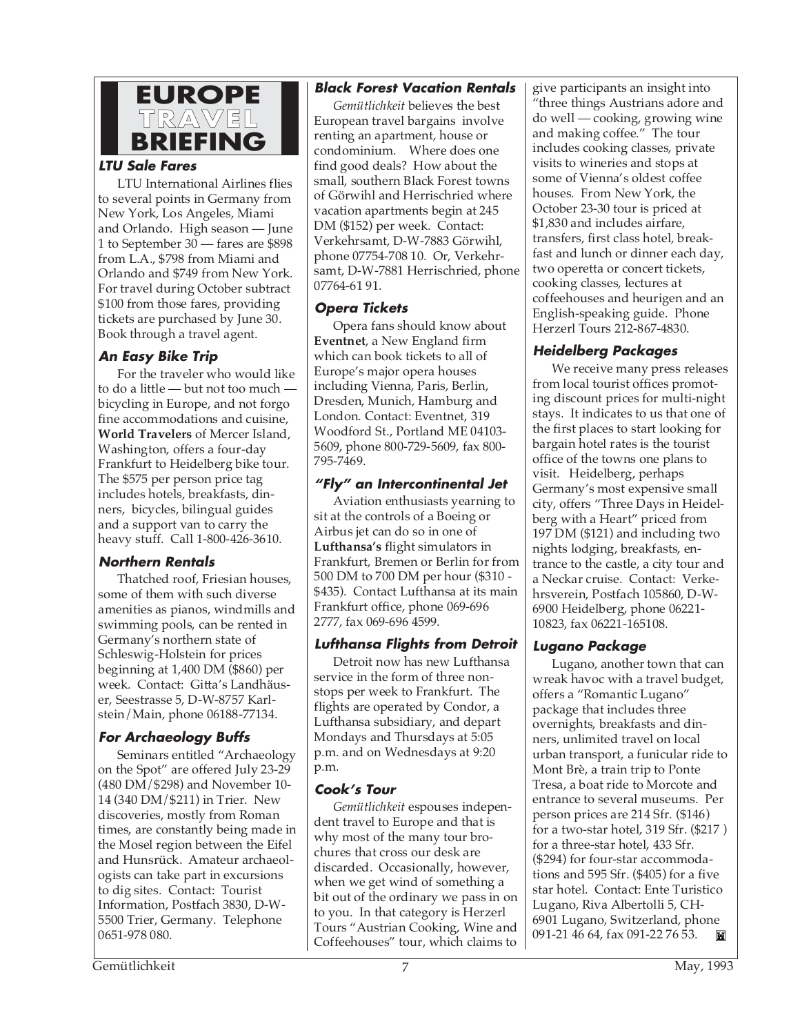# EUROPE TRAVEL BRIEFING

### LTU Sale Fares

LTU International Airlines flies to several points in Germany from New York, Los Angeles, Miami and Orlando. High season — June 1 to September 30 — fares are $898 from L.A., $798 from Miami and Orlando and $749 from New York. For travel during October subtract $100 from those fares, providing tickets are purchased by June 30. Book through a travel agent.

### An Easy Bike Trip

For the traveler who would like to do a little — but not too much — bicycling in Europe, and not forgo fine accommodations and cuisine, **World Travelers** of Mercer Island, Washington, offers a four-day Frankfurt to Heidelberg bike tour. The $575 per person price tag includes hotels, breakfasts, dinners, bicycles, bilingual guides and a support van to carry the heavy stuff. Call 1-800-426-3610.

### Northern Rentals

Thatched roof, Friesian houses, some of them with such diverse amenities as pianos, windmills and swimming pools, can be rented in Germany's northern state of Schleswig-Holstein for prices beginning at 1,400 DM ($860) per week. Contact: Gitta's Landhäuser, Seestrasse 5, D-W-8757 Karlstein/Main, phone 06188-77134.

### For Archaeology Buffs

Seminars entitled "Archaeology on the Spot" are offered July 23-29 (480 DM/$298) and November 10-14 (340 DM/$211) in Trier. New discoveries, mostly from Roman times, are constantly being made in the Mosel region between the Eifel and Hunsrück. Amateur archaeologists can take part in excursions to dig sites. Contact: Tourist Information, Postfach 3830, D-W-5500 Trier, Germany. Telephone 0651-978 080.

### Black Forest Vacation Rentals

*Gemütlichkeit* believes the best European travel bargains involve renting an apartment, house or condominium. Where does one find good deals? How about the small, southern Black Forest towns of Görwihl and Herrischried where vacation apartments begin at 245 DM ($152) per week. Contact: Verkehrsamt, D-W-7883 Görwihl, phone 07754-708 10. Or, Verkehrsamt, D-W-7881 Herrischried, phone 07764-61 91.

### Opera Tickets

Opera fans should know about **Eventnet**, a New England firm which can book tickets to all of Europe's major opera houses including Vienna, Paris, Berlin, Dresden, Munich, Hamburg and London. Contact: Eventnet, 319 Woodford St., Portland ME 04103-5609, phone 800-729-5609, fax 800-795-7469.

### "Fly" an Intercontinental Jet

Aviation enthusiasts yearning to sit at the controls of a Boeing or Airbus jet can do so in one of **Lufthansa's** flight simulators in Frankfurt, Bremen or Berlin for from 500 DM to 700 DM per hour ($310 - $435). Contact Lufthansa at its main Frankfurt office, phone 069-696 2777, fax 069-696 4599.

### Lufthansa Flights from Detroit

Detroit now has new Lufthansa service in the form of three nonstops per week to Frankfurt. The flights are operated by Condor, a Lufthansa subsidiary, and depart Mondays and Thursdays at 5:05 p.m. and on Wednesdays at 9:20 p.m.

### Cook's Tour

*Gemütlichkeit* espouses independent travel to Europe and that is why most of the many tour brochures that cross our desk are discarded. Occasionally, however, when we get wind of something a bit out of the ordinary we pass in on to you. In that category is Herzerl Tours "Austrian Cooking, Wine and Coffeehouses" tour, which claims to give participants an insight into "three things Austrians adore and do well — cooking, growing wine and making coffee." The tour includes cooking classes, private visits to wineries and stops at some of Vienna's oldest coffee houses. From New York, the October 23-30 tour is priced at $1,830 and includes airfare, transfers, first class hotel, breakfast and lunch or dinner each day, two operetta or concert tickets, cooking classes, lectures at coffeehouses and heurigen and an English-speaking guide. Phone Herzerl Tours 212-867-4830.

### Heidelberg Packages

We receive many press releases from local tourist offices promoting discount prices for multi-night stays. It indicates to us that one of the first places to start looking for bargain hotel rates is the tourist office of the towns one plans to visit. Heidelberg, perhaps Germany's most expensive small city, offers "Three Days in Heidelberg with a Heart" priced from 197 DM ($121) and including two nights lodging, breakfasts, entrance to the castle, a city tour and a Neckar cruise. Contact: Verkehrsverein, Postfach 105860, D-W-6900 Heidelberg, phone 06221-10823, fax 06221-165108.

### Lugano Package

Lugano, another town that can wreak havoc with a travel budget, offers a "Romantic Lugano" package that includes three overnights, breakfasts and dinners, unlimited travel on local urban transport, a funicular ride to Mont Brè, a train trip to Ponte Tresa, a boat ride to Morcote and entrance to several museums. Per person prices are 214 Sfr. ($146) for a two-star hotel, 319 Sfr. ($217 ) for a three-star hotel, 433 Sfr. ($294) for four-star accommodations and 595 Sfr. ($405) for a five star hotel. Contact: Ente Turistico Lugano, Riva Albertolli 5, CH-6901 Lugano, Switzerland, phone 091-21 46 64, fax 091-22 76 53.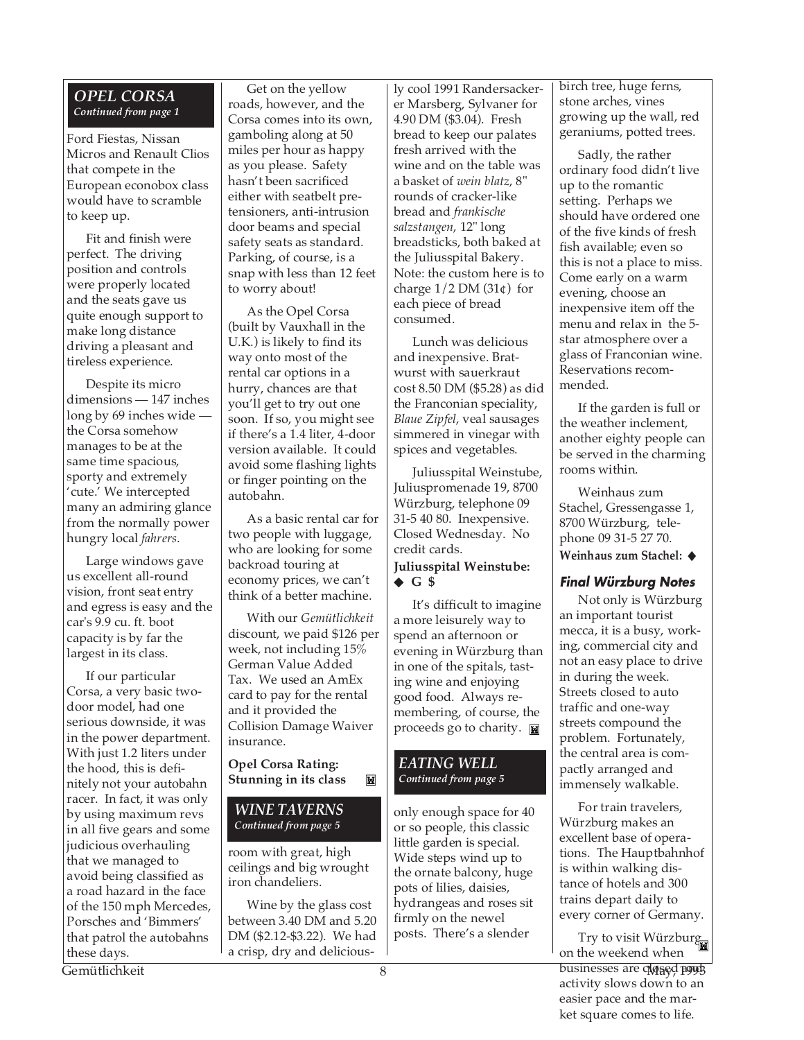## OPEL CORSA

*Continued from page 1*

Ford Fiestas, Nissan Micros and Renault Clios that compete in the European econobox class would have to scramble to keep up.

Fit and finish were perfect. The driving position and controls were properly located and the seats gave us quite enough support to make long distance driving a pleasant and tireless experience.

Despite its micro dimensions — 147 inches long by 69 inches wide — the Corsa somehow manages to be at the same time spacious, sporty and extremely 'cute.' We intercepted many an admiring glance from the normally power hungry local *fahrers.*

Large windows gave us excellent all-round vision, front seat entry and egress is easy and the car's 9.9 cu. ft. boot capacity is by far the largest in its class.

If our particular Corsa, a very basic two-door model, had one serious downside, it was in the power department. With just 1.2 liters under the hood, this is definitely not your autobahn racer. In fact, it was only by using maximum revs in all five gears and some judicious overhauling that we managed to avoid being classified as a road hazard in the face of the 150 mph Mercedes, Porsches and 'Bimmers' that patrol the autobahns these days.

Get on the yellow roads, however, and the Corsa comes into its own, gamboling along at 50 miles per hour as happy as you please. Safety hasn't been sacrificed either with seatbelt pretensioners, anti-intrusion door beams and special safety seats as standard. Parking, of course, is a snap with less than 12 feet to worry about!

As the Opel Corsa (built by Vauxhall in the U.K.) is likely to find its way onto most of the rental car options in a hurry, chances are that you'll get to try out one soon. If so, you might see if there's a 1.4 liter, 4-door version available. It could avoid some flashing lights or finger pointing on the autobahn.

As a basic rental car for two people with luggage, who are looking for some backroad touring at economy prices, we can't think of a better machine.

With our *Gemütlichkeit* discount, we paid $126 per week, not including 15% German Value Added Tax. We used an AmEx card to pay for the rental and it provided the Collision Damage Waiver insurance.

**Opel Corsa Rating: Stunning in its class**

## WINE TAVERNS

*Continued from page 5*

room with great, high ceilings and big wrought iron chandeliers.

Wine by the glass cost between 3.40 DM and 5.20 DM ($2.12-$3.22). We had a crisp, dry and deliciously cool 1991 Randersackerer Marsberg, Sylvaner for 4.90 DM ($3.04). Fresh bread to keep our palates fresh arrived with the wine and on the table was a basket of *wein blatz*, 8" rounds of cracker-like bread and *frankische salzstangen*, 12" long breadsticks, both baked at the Juliusspital Bakery. Note: the custom here is to charge 1/2 DM (31¢) for each piece of bread consumed.

Lunch was delicious and inexpensive. Bratwurst with sauerkraut cost 8.50 DM ($5.28) as did the Franconian speciality, *Blaue Zipfel*, veal sausages simmered in vinegar with spices and vegetables.

Juliusspital Weinstube, Juliuspromenade 19, 8700 Würzburg, telephone 09 31-5 40 80. Inexpensive. Closed Wednesday. No credit cards.

**Juliusspital Weinstube: ◆ G $**

It's difficult to imagine a more leisurely way to spend an afternoon or evening in Würzburg than in one of the spitals, tasting wine and enjoying good food. Always remembering, of course, the proceeds go to charity.

## EATING WELL

*Continued from page 5*

only enough space for 40 or so people, this classic little garden is special. Wide steps wind up to the ornate balcony, huge pots of lilies, daisies, hydrangeas and roses sit firmly on the newel posts. There's a slender birch tree, huge ferns, stone arches, vines growing up the wall, red geraniums, potted trees.

Sadly, the rather ordinary food didn't live up to the romantic setting. Perhaps we should have ordered one of the five kinds of fresh fish available; even so this is not a place to miss. Come early on a warm evening, choose an inexpensive item off the menu and relax in the 5-star atmosphere over a glass of Franconian wine. Reservations recommended.

If the garden is full or the weather inclement, another eighty people can be served in the charming rooms within.

Weinhaus zum Stachel, Gressengasse 1, 8700 Würzburg, telephone 09 31-5 27 70.

**Weinhaus zum Stachel: ◆**

### Final Würzburg Notes

Not only is Würzburg an important tourist mecca, it is a busy, working, commercial city and not an easy place to drive in during the week. Streets closed to auto traffic and one-way streets compound the problem. Fortunately, the central area is compactly arranged and immensely walkable.

For train travelers, Würzburg makes an excellent base of operations. The Hauptbahnhof is within walking distance of hotels and 300 trains depart daily to every corner of Germany.

Try to visit Würzburg on the weekend when businesses are closed, work activity slows down to an easier pace and the market square comes to life.